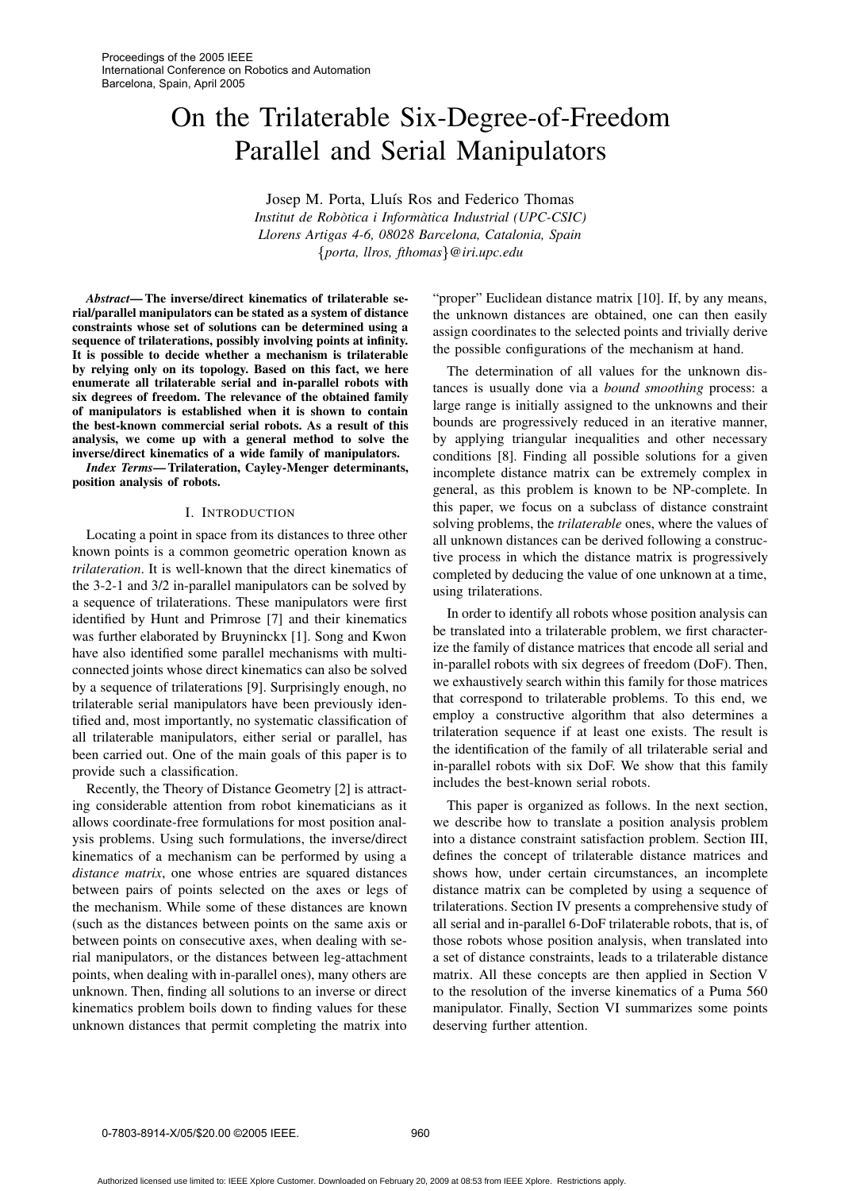# On the Trilaterable Six-Degree-of-Freedom Parallel and Serial Manipulators

Josep M. Porta, Lluís Ros and Federico Thomas
*Institut de Robòtica i Informàtica Industrial (UPC-CSIC)*
*Llorens Artigas 4-6, 08028 Barcelona, Catalonia, Spain*
{*porta, llros, fthomas*}*@iri.upc.edu*

***Abstract*— The inverse/direct kinematics of trilaterable serial/parallel manipulators can be stated as a system of distance constraints whose set of solutions can be determined using a sequence of trilaterations, possibly involving points at infinity. It is possible to decide whether a mechanism is trilaterable by relying only on its topology. Based on this fact, we here enumerate all trilaterable serial and in-parallel robots with six degrees of freedom. The relevance of the obtained family of manipulators is established when it is shown to contain the best-known commercial serial robots. As a result of this analysis, we come up with a general method to solve the inverse/direct kinematics of a wide family of manipulators.**

***Index Terms*— Trilateration, Cayley-Menger determinants, position analysis of robots.**

## I. Introduction

Locating a point in space from its distances to three other known points is a common geometric operation known as *trilateration*. It is well-known that the direct kinematics of the 3-2-1 and 3/2 in-parallel manipulators can be solved by a sequence of trilaterations. These manipulators were first identified by Hunt and Primrose [7] and their kinematics was further elaborated by Bruyninckx [1]. Song and Kwon have also identified some parallel mechanisms with multi-connected joints whose direct kinematics can also be solved by a sequence of trilaterations [9]. Surprisingly enough, no trilaterable serial manipulators have been previously identified and, most importantly, no systematic classification of all trilaterable manipulators, either serial or parallel, has been carried out. One of the main goals of this paper is to provide such a classification.

Recently, the Theory of Distance Geometry [2] is attracting considerable attention from robot kinematicians as it allows coordinate-free formulations for most position analysis problems. Using such formulations, the inverse/direct kinematics of a mechanism can be performed by using a *distance matrix*, one whose entries are squared distances between pairs of points selected on the axes or legs of the mechanism. While some of these distances are known (such as the distances between points on the same axis or between points on consecutive axes, when dealing with serial manipulators, or the distances between leg-attachment points, when dealing with in-parallel ones), many others are unknown. Then, finding all solutions to an inverse or direct kinematics problem boils down to finding values for these unknown distances that permit completing the matrix into "proper" Euclidean distance matrix [10]. If, by any means, the unknown distances are obtained, one can then easily assign coordinates to the selected points and trivially derive the possible configurations of the mechanism at hand.

The determination of all values for the unknown distances is usually done via a *bound smoothing* process: a large range is initially assigned to the unknowns and their bounds are progressively reduced in an iterative manner, by applying triangular inequalities and other necessary conditions [8]. Finding all possible solutions for a given incomplete distance matrix can be extremely complex in general, as this problem is known to be NP-complete. In this paper, we focus on a subclass of distance constraint solving problems, the *trilaterable* ones, where the values of all unknown distances can be derived following a constructive process in which the distance matrix is progressively completed by deducing the value of one unknown at a time, using trilaterations.

In order to identify all robots whose position analysis can be translated into a trilaterable problem, we first characterize the family of distance matrices that encode all serial and in-parallel robots with six degrees of freedom (DoF). Then, we exhaustively search within this family for those matrices that correspond to trilaterable problems. To this end, we employ a constructive algorithm that also determines a trilateration sequence if at least one exists. The result is the identification of the family of all trilaterable serial and in-parallel robots with six DoF. We show that this family includes the best-known serial robots.

This paper is organized as follows. In the next section, we describe how to translate a position analysis problem into a distance constraint satisfaction problem. Section III, defines the concept of trilaterable distance matrices and shows how, under certain circumstances, an incomplete distance matrix can be completed by using a sequence of trilaterations. Section IV presents a comprehensive study of all serial and in-parallel 6-DoF trilaterable robots, that is, of those robots whose position analysis, when translated into a set of distance constraints, leads to a trilaterable distance matrix. All these concepts are then applied in Section V to the resolution of the inverse kinematics of a Puma 560 manipulator. Finally, Section VI summarizes some points deserving further attention.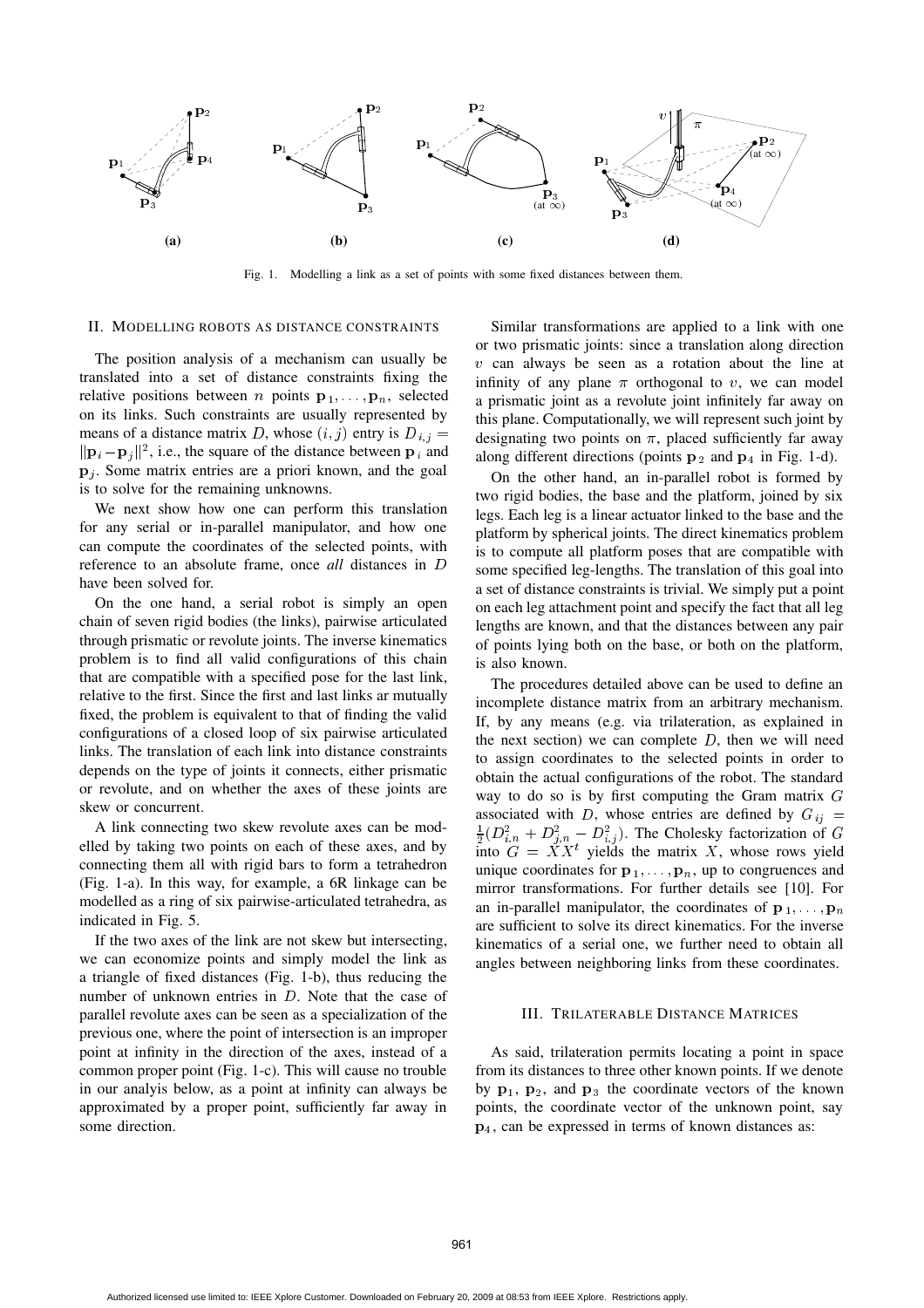Fig. 1. Modelling a link as a set of points with some fixed distances between them.

## II. Modelling robots as distance constraints

The position analysis of a mechanism can usually be translated into a set of distance constraints fixing the relative positions between $n$ points $\mathbf{p}_1, \ldots, \mathbf{p}_n$, selected on its links. Such constraints are usually represented by means of a distance matrix $D$, whose $(i,j)$ entry is $D_{i,j} = \|\mathbf{p}_i - \mathbf{p}_j\|^2$, i.e., the square of the distance between $\mathbf{p}_i$ and $\mathbf{p}_j$. Some matrix entries are a priori known, and the goal is to solve for the remaining unknowns.

We next show how one can perform this translation for any serial or in-parallel manipulator, and how one can compute the coordinates of the selected points, with reference to an absolute frame, once *all* distances in $D$ have been solved for.

On the one hand, a serial robot is simply an open chain of seven rigid bodies (the links), pairwise articulated through prismatic or revolute joints. The inverse kinematics problem is to find all valid configurations of this chain that are compatible with a specified pose for the last link, relative to the first. Since the first and last links ar mutually fixed, the problem is equivalent to that of finding the valid configurations of a closed loop of six pairwise articulated links. The translation of each link into distance constraints depends on the type of joints it connects, either prismatic or revolute, and on whether the axes of these joints are skew or concurrent.

A link connecting two skew revolute axes can be modelled by taking two points on each of these axes, and by connecting them all with rigid bars to form a tetrahedron (Fig. 1-a). In this way, for example, a 6R linkage can be modelled as a ring of six pairwise-articulated tetrahedra, as indicated in Fig. 5.

If the two axes of the link are not skew but intersecting, we can economize points and simply model the link as a triangle of fixed distances (Fig. 1-b), thus reducing the number of unknown entries in $D$. Note that the case of parallel revolute axes can be seen as a specialization of the previous one, where the point of intersection is an improper point at infinity in the direction of the axes, instead of a common proper point (Fig. 1-c). This will cause no trouble in our analyis below, as a point at infinity can always be approximated by a proper point, sufficiently far away in some direction.

Similar transformations are applied to a link with one or two prismatic joints: since a translation along direction $v$ can always be seen as a rotation about the line at infinity of any plane $\pi$ orthogonal to $v$, we can model a prismatic joint as a revolute joint infinitely far away on this plane. Computationally, we will represent such joint by designating two points on $\pi$, placed sufficiently far away along different directions (points $\mathbf{p}_2$ and $\mathbf{p}_4$ in Fig. 1-d).

On the other hand, an in-parallel robot is formed by two rigid bodies, the base and the platform, joined by six legs. Each leg is a linear actuator linked to the base and the platform by spherical joints. The direct kinematics problem is to compute all platform poses that are compatible with some specified leg-lengths. The translation of this goal into a set of distance constraints is trivial. We simply put a point on each leg attachment point and specify the fact that all leg lengths are known, and that the distances between any pair of points lying both on the base, or both on the platform, is also known.

The procedures detailed above can be used to define an incomplete distance matrix from an arbitrary mechanism. If, by any means (e.g. via trilateration, as explained in the next section) we can complete $D$, then we will need to assign coordinates to the selected points in order to obtain the actual configurations of the robot. The standard way to do so is by first computing the Gram matrix $G$ associated with $D$, whose entries are defined by $G_{ij} = \frac{1}{2}(D^2_{i,n} + D^2_{j,n} - D^2_{i,j})$. The Cholesky factorization of $G$ into $G = XX^t$ yields the matrix $X$, whose rows yield unique coordinates for $\mathbf{p}_1, \ldots, \mathbf{p}_n$, up to congruences and mirror transformations. For further details see [10]. For an in-parallel manipulator, the coordinates of $\mathbf{p}_1, \ldots, \mathbf{p}_n$ are sufficient to solve its direct kinematics. For the inverse kinematics of a serial one, we further need to obtain all angles between neighboring links from these coordinates.

## III. Trilaterable Distance Matrices

As said, trilateration permits locating a point in space from its distances to three other known points. If we denote by $\mathbf{p}_1$, $\mathbf{p}_2$, and $\mathbf{p}_3$ the coordinate vectors of the known points, the coordinate vector of the unknown point, say $\mathbf{p}_4$, can be expressed in terms of known distances as: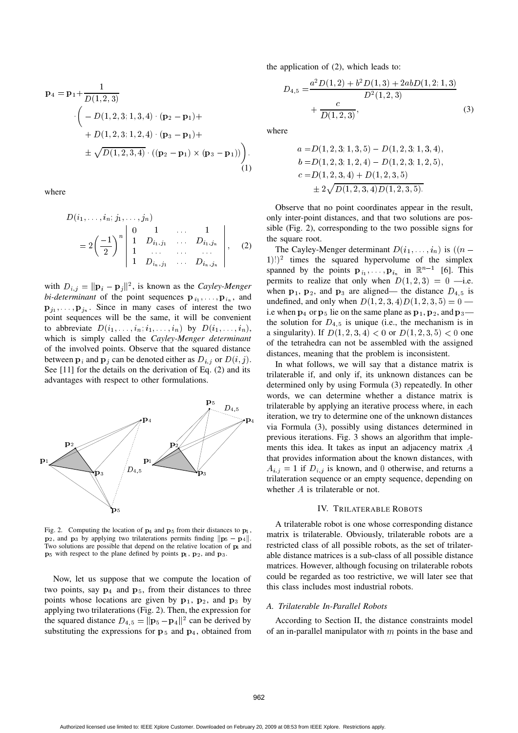$$\mathbf{p}_4 = \mathbf{p}_1 + \frac{1}{D(1,2,3)} \cdot \Bigg( -D(1,2,3;1,3,4)\cdot(\mathbf{p}_2-\mathbf{p}_1) + \\ + D(1,2,3;1,2,4)\cdot(\mathbf{p}_3-\mathbf{p}_1) + \\ \pm\sqrt{D(1,2,3,4)}\cdot((\mathbf{p}_2-\mathbf{p}_1)\times(\mathbf{p}_3-\mathbf{p}_1))\Bigg). \tag{1}$$

where

$$D(i_1,\ldots,i_n;j_1,\ldots,j_n) = 2\left(\frac{-1}{2}\right)^n \begin{vmatrix} 0 & 1 & \ldots & 1 \\ 1 & D_{i_1,j_1} & \ldots & D_{i_1,j_n} \\ 1 & \ldots & \ldots & \ldots \\ 1 & D_{i_n,j_1} & \ldots & D_{i_n,j_n} \end{vmatrix}, \tag{2}$$

with $D_{i,j} = \|\mathbf{p}_i - \mathbf{p}_j\|^2$, is known as the *Cayley-Menger bi-determinant* of the point sequences $\mathbf{p}_{i_1},\ldots,\mathbf{p}_{i_n}$, and $\mathbf{p}_{j_1},\ldots,\mathbf{p}_{j_n}$. Since in many cases of interest the two point sequences will be the same, it will be convenient to abbreviate $D(i_1,\ldots,i_n;i_1,\ldots,i_n)$ by $D(i_1,\ldots,i_n)$, which is simply called the *Cayley-Menger determinant* of the involved points. Observe that the squared distance between $\mathbf{p}_i$ and $\mathbf{p}_j$ can be denoted either as $D_{i,j}$ or $D(i,j)$. See [11] for the details on the derivation of Eq. (2) and its advantages with respect to other formulations.

Fig. 2. Computing the location of $\mathbf{p}_4$ and $\mathbf{p}_5$ from their distances to $\mathbf{p}_1$, $\mathbf{p}_2$, and $\mathbf{p}_3$ by applying two trilaterations permits finding $\|\mathbf{p}_5 - \mathbf{p}_4\|$. Two solutions are possible that depend on the relative location of $\mathbf{p}_4$ and $\mathbf{p}_5$ with respect to the plane defined by points $\mathbf{p}_1$, $\mathbf{p}_2$, and $\mathbf{p}_3$.

Now, let us suppose that we compute the location of two points, say $\mathbf{p}_4$ and $\mathbf{p}_5$, from their distances to three points whose locations are given by $\mathbf{p}_1$, $\mathbf{p}_2$, and $\mathbf{p}_3$ by applying two trilaterations (Fig. 2). Then, the expression for the squared distance $D_{4,5} = \|\mathbf{p}_5 - \mathbf{p}_4\|^2$ can be derived by substituting the expressions for $\mathbf{p}_5$ and $\mathbf{p}_4$, obtained from the application of (2), which leads to:

$$D_{4,5} = \frac{a^2 D(1,2) + b^2 D(1,3) + 2ab D(1,2;1,3)}{D^2(1,2,3)} + \frac{c}{D(1,2,3)}, \tag{3}$$

where

$$a = D(1,2,3;1,3,5) - D(1,2,3;1,3,4),$$
$$b = D(1,2,3;1,2,4) - D(1,2,3;1,2,5),$$
$$c = D(1,2,3,4) + D(1,2,3,5) \pm 2\sqrt{D(1,2,3,4)D(1,2,3,5)}.$$

Observe that no point coordinates appear in the result, only inter-point distances, and that two solutions are possible (Fig. 2), corresponding to the two possible signs for the square root.

The Cayley-Menger determinant $D(i_1,\ldots,i_n)$ is $((n-1)!)^2$ times the squared hypervolume of the simplex spanned by the points $\mathbf{p}_{i_1},\ldots,\mathbf{p}_{i_n}$ in $\mathbb{R}^{n-1}$ [6]. This permits to realize that only when $D(1,2,3) = 0$ —i.e. when $\mathbf{p}_1$, $\mathbf{p}_2$, and $\mathbf{p}_3$ are aligned— the distance $D_{4,5}$ is undefined, and only when $D(1,2,3,4)D(1,2,3,5) = 0$ — i.e when $\mathbf{p}_4$ or $\mathbf{p}_5$ lie on the same plane as $\mathbf{p}_1$, $\mathbf{p}_2$, and $\mathbf{p}_3$— the solution for $D_{4,5}$ is unique (i.e., the mechanism is in a singularity). If $D(1,2,3,4) < 0$ or $D(1,2,3,5) < 0$ one of the tetrahedra can not be assembled with the assigned distances, meaning that the problem is inconsistent.

In what follows, we will say that a distance matrix is trilaterable if, and only if, its unknown distances can be determined only by using Formula (3) repeatedly. In other words, we can determine whether a distance matrix is trilaterable by applying an iterative process where, in each iteration, we try to determine one of the unknown distances via Formula (3), possibly using distances determined in previous iterations. Fig. 3 shows an algorithm that implements this idea. It takes as input an adjacency matrix $A$ that provides information about the known distances, with $A_{i,j} = 1$ if $D_{i,j}$ is known, and $0$ otherwise, and returns a trilateration sequence or an empty sequence, depending on whether $A$ is trilaterable or not.

## IV. Trilaterable Robots

A trilaterable robot is one whose corresponding distance matrix is trilaterable. Obviously, trilaterable robots are a restricted class of all possible robots, as the set of trilaterable distance matrices is a sub-class of all possible distance matrices. However, although focusing on trilaterable robots could be regarded as too restrictive, we will later see that this class includes most industrial robots.

### A. Trilaterable In-Parallel Robots

According to Section II, the distance constraints model of an in-parallel manipulator with $m$ points in the base and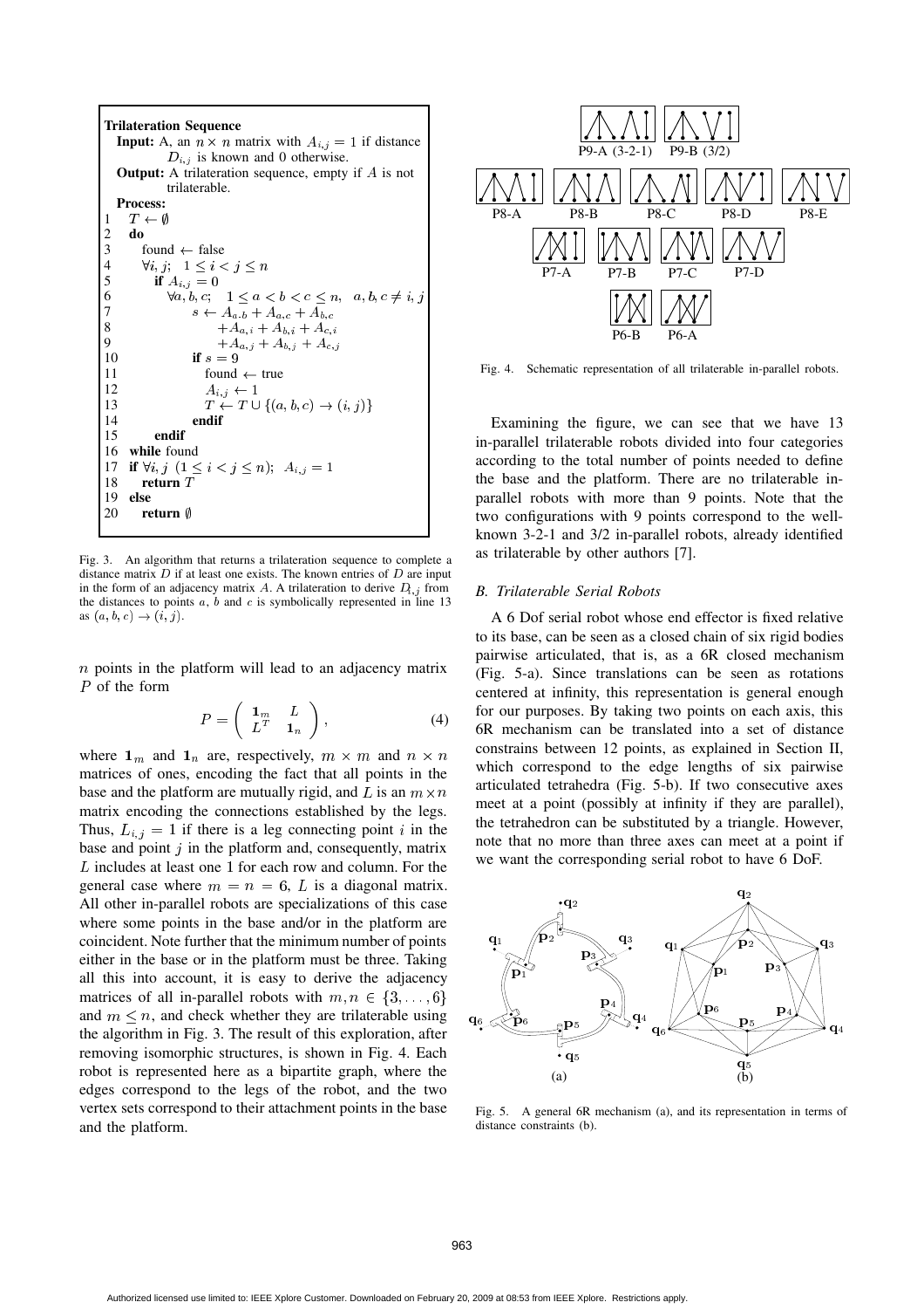```
Trilateration Sequence
Input: A, an n × n matrix with A_{i,j} = 1 if distance
       D_{i,j} is known and 0 otherwise.
Output: A trilateration sequence, empty if A is not
        trilaterable.
Process:
1   T ← ∅
2   do
3     found ← false
4     ∀i, j;  1 ≤ i < j ≤ n
5       if A_{i,j} = 0
6         ∀a, b, c;  1 ≤ a < b < c ≤ n,  a, b, c ≠ i, j
7           s ← A_{a,b} + A_{a,c} + A_{b,c}
8               + A_{a,i} + A_{b,i} + A_{c,i}
9               + A_{a,j} + A_{b,j} + A_{c,j}
10          if s = 9
11            found ← true
12            A_{i,j} ← 1
13            T ← T ∪ {(a, b, c) → (i, j)}
14          endif
15      endif
16  while found
17  if ∀i, j (1 ≤ i < j ≤ n); A_{i,j} = 1
18    return T
19  else
20    return ∅
```

Fig. 3. An algorithm that returns a trilateration sequence to complete a distance matrix $D$ if at least one exists. The known entries of $D$ are input in the form of an adjacency matrix $A$. A trilateration to derive $D_{i,j}$ from the distances to points $a$, $b$ and $c$ is symbolically represented in line 13 as $(a, b, c) \rightarrow (i, j)$.

$n$ points in the platform will lead to an adjacency matrix $P$ of the form

$$P = \begin{pmatrix} \mathbf{1}_m & L \\ L^T & \mathbf{1}_n \end{pmatrix}, \tag{4}$$

where $\mathbf{1}_m$ and $\mathbf{1}_n$ are, respectively, $m \times m$ and $n \times n$ matrices of ones, encoding the fact that all points in the base and the platform are mutually rigid, and $L$ is an $m \times n$ matrix encoding the connections established by the legs. Thus, $L_{i,j} = 1$ if there is a leg connecting point $i$ in the base and point $j$ in the platform and, consequently, matrix $L$ includes at least one 1 for each row and column. For the general case where $m = n = 6$, $L$ is a diagonal matrix. All other in-parallel robots are specializations of this case where some points in the base and/or in the platform are coincident. Note further that the minimum number of points either in the base or in the platform must be three. Taking all this into account, it is easy to derive the adjacency matrices of all in-parallel robots with $m, n \in \{3, \ldots, 6\}$ and $m \leq n$, and check whether they are trilaterable using the algorithm in Fig. 3. The result of this exploration, after removing isomorphic structures, is shown in Fig. 4. Each robot is represented here as a bipartite graph, where the edges correspond to the legs of the robot, and the two vertex sets correspond to their attachment points in the base and the platform.

Fig. 4. Schematic representation of all trilaterable in-parallel robots.

Examining the figure, we can see that we have 13 in-parallel trilaterable robots divided into four categories according to the total number of points needed to define the base and the platform. There are no trilaterable in-parallel robots with more than 9 points. Note that the two configurations with 9 points correspond to the well-known 3-2-1 and 3/2 in-parallel robots, already identified as trilaterable by other authors [7].

### B. Trilaterable Serial Robots

A 6 Dof serial robot whose end effector is fixed relative to its base, can be seen as a closed chain of six rigid bodies pairwise articulated, that is, as a 6R closed mechanism (Fig. 5-a). Since translations can be seen as rotations centered at infinity, this representation is general enough for our purposes. By taking two points on each axis, this 6R mechanism can be translated into a set of distance constrains between 12 points, as explained in Section II, which correspond to the edge lengths of six pairwise articulated tetrahedra (Fig. 5-b). If two consecutive axes meet at a point (possibly at infinity if they are parallel), the tetrahedron can be substituted by a triangle. However, note that no more than three axes can meet at a point if we want the corresponding serial robot to have 6 DoF.

Fig. 5. A general 6R mechanism (a), and its representation in terms of distance constraints (b).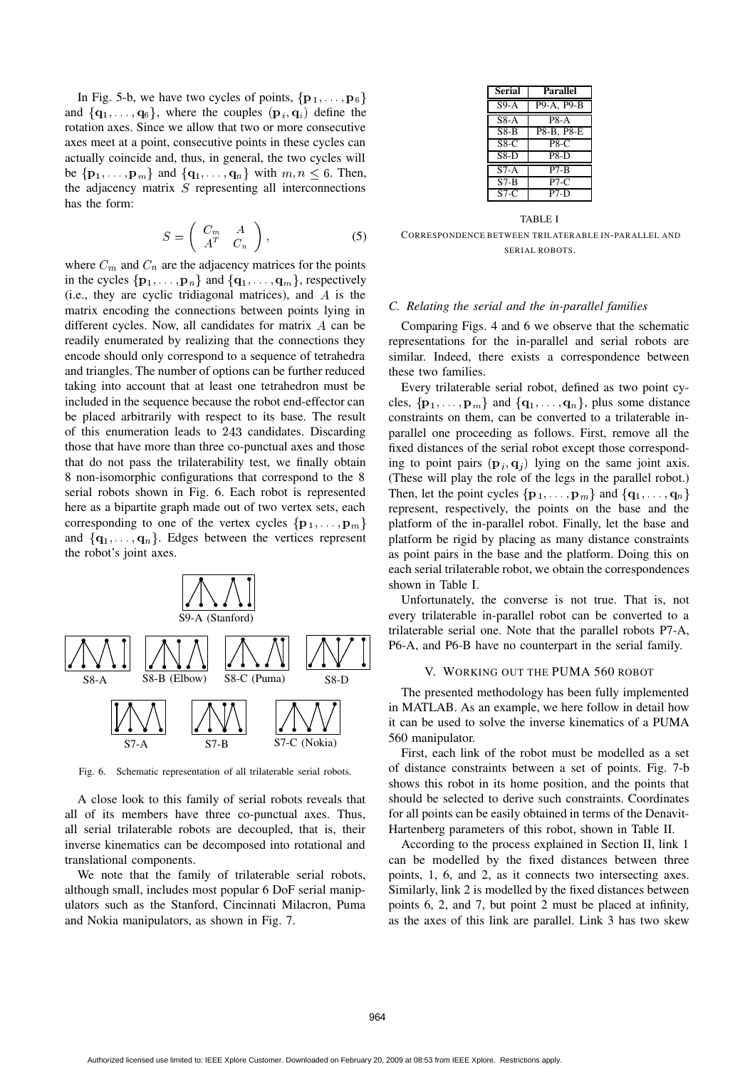In Fig. 5-b, we have two cycles of points, $\{\mathbf{p}_1, \ldots, \mathbf{p}_6\}$ and $\{\mathbf{q}_1, \ldots, \mathbf{q}_6\}$, where the couples $(\mathbf{p}_i, \mathbf{q}_i)$ define the rotation axes. Since we allow that two or more consecutive axes meet at a point, consecutive points in these cycles can actually coincide and, thus, in general, the two cycles will be $\{\mathbf{p}_1, \ldots, \mathbf{p}_m\}$ and $\{\mathbf{q}_1, \ldots, \mathbf{q}_n\}$ with $m, n \leq 6$. Then, the adjacency matrix $S$ representing all interconnections has the form:

$$S = \begin{pmatrix} C_m & A \\ A^T & C_n \end{pmatrix}, \tag{5}$$

where $C_m$ and $C_n$ are the adjacency matrices for the points in the cycles $\{\mathbf{p}_1, \ldots, \mathbf{p}_n\}$ and $\{\mathbf{q}_1, \ldots, \mathbf{q}_m\}$, respectively (i.e., they are cyclic tridiagonal matrices), and $A$ is the matrix encoding the connections between points lying in different cycles. Now, all candidates for matrix $A$ can be readily enumerated by realizing that the connections they encode should only correspond to a sequence of tetrahedra and triangles. The number of options can be further reduced taking into account that at least one tetrahedron must be included in the sequence because the robot end-effector can be placed arbitrarily with respect to its base. The result of this enumeration leads to 243 candidates. Discarding those that have more than three co-punctual axes and those that do not pass the trilaterability test, we finally obtain 8 non-isomorphic configurations that correspond to the 8 serial robots shown in Fig. 6. Each robot is represented here as a bipartite graph made out of two vertex sets, each corresponding to one of the vertex cycles $\{\mathbf{p}_1, \ldots, \mathbf{p}_m\}$ and $\{\mathbf{q}_1, \ldots, \mathbf{q}_n\}$. Edges between the vertices represent the robot's joint axes.

S9-A (Stanford)

S8-A S8-B (Elbow) S8-C (Puma) S8-D

S7-A S7-B S7-C (Nokia)

Fig. 6. Schematic representation of all trilaterable serial robots.

A close look to this family of serial robots reveals that all of its members have three co-punctual axes. Thus, all serial trilaterable robots are decoupled, that is, their inverse kinematics can be decomposed into rotational and translational components.

We note that the family of trilaterable serial robots, although small, includes most popular 6 DoF serial manipulators such as the Stanford, Cincinnati Milacron, Puma and Nokia manipulators, as shown in Fig. 7.

| Serial | Parallel |
|---|---|
| S9-A | P9-A, P9-B |
| S8-A | P8-A |
| S8-B | P8-B, P8-E |
| S8-C | P8-C |
| S8-D | P8-D |
| S7-A | P7-B |
| S7-B | P7-C |
| S7-C | P7-D |

TABLE I

CORRESPONDENCE BETWEEN TRILATERABLE IN-PARALLEL AND SERIAL ROBOTS.

### C. Relating the serial and the in-parallel families

Comparing Figs. 4 and 6 we observe that the schematic representations for the in-parallel and serial robots are similar. Indeed, there exists a correspondence between these two families.

Every trilaterable serial robot, defined as two point cycles, $\{\mathbf{p}_1, \ldots, \mathbf{p}_m\}$ and $\{\mathbf{q}_1, \ldots, \mathbf{q}_n\}$, plus some distance constraints on them, can be converted to a trilaterable in-parallel one proceeding as follows. First, remove all the fixed distances of the serial robot except those corresponding to point pairs $(\mathbf{p}_i, \mathbf{q}_j)$ lying on the same joint axis. (These will play the role of the legs in the parallel robot.) Then, let the point cycles $\{\mathbf{p}_1, \ldots, \mathbf{p}_m\}$ and $\{\mathbf{q}_1, \ldots, \mathbf{q}_n\}$ represent, respectively, the points on the base and the platform of the in-parallel robot. Finally, let the base and platform be rigid by placing as many distance constraints as point pairs in the base and the platform. Doing this on each serial trilaterable robot, we obtain the correspondences shown in Table I.

Unfortunately, the converse is not true. That is, not every trilaterable in-parallel robot can be converted to a trilaterable serial one. Note that the parallel robots P7-A, P6-A, and P6-B have no counterpart in the serial family.

## V. WORKING OUT THE PUMA 560 ROBOT

The presented methodology has been fully implemented in MATLAB. As an example, we here follow in detail how it can be used to solve the inverse kinematics of a PUMA 560 manipulator.

First, each link of the robot must be modelled as a set of distance constraints between a set of points. Fig. 7-b shows this robot in its home position, and the points that should be selected to derive such constraints. Coordinates for all points can be easily obtained in terms of the Denavit-Hartenberg parameters of this robot, shown in Table II.

According to the process explained in Section II, link 1 can be modelled by the fixed distances between three points, 1, 6, and 2, as it connects two intersecting axes. Similarly, link 2 is modelled by the fixed distances between points 6, 2, and 7, but point 2 must be placed at infinity, as the axes of this link are parallel. Link 3 has two skew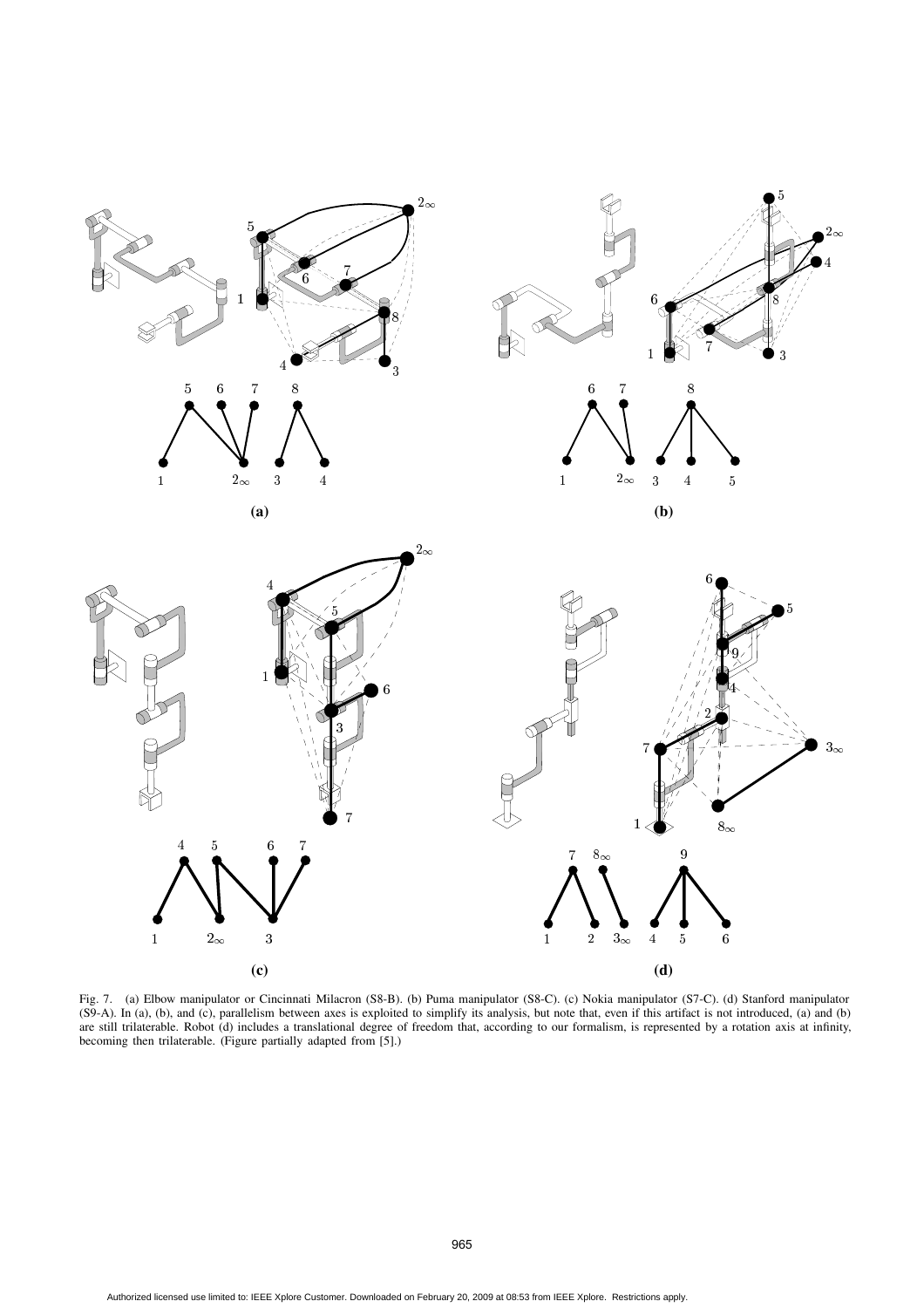Fig. 7. (a) Elbow manipulator or Cincinnati Milacron (S8-B). (b) Puma manipulator (S8-C). (c) Nokia manipulator (S7-C). (d) Stanford manipulator (S9-A). In (a), (b), and (c), parallelism between axes is exploited to simplify its analysis, but note that, even if this artifact is not introduced, (a) and (b) are still trilaterable. Robot (d) includes a translational degree of freedom that, according to our formalism, is represented by a rotation axis at infinity, becoming then trilaterable. (Figure partially adapted from [5].)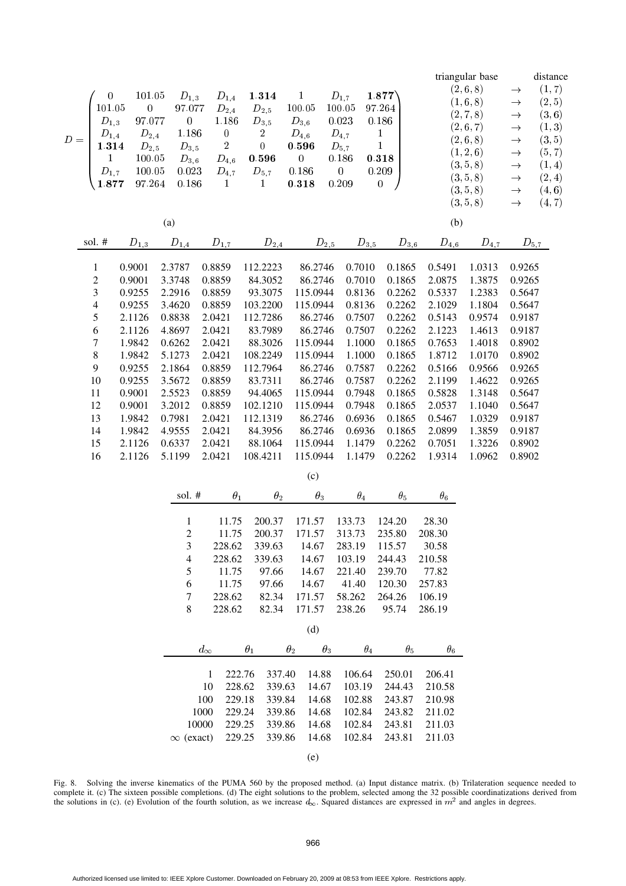$$
D = \begin{pmatrix}
0 & 101.05 & D_{1,3} & D_{1,4} & \mathbf{1.314} & 1 & D_{1,7} & \mathbf{1.877} \\
101.05 & 0 & 97.077 & D_{2,4} & D_{2,5} & 100.05 & 100.05 & 97.264 \\
D_{1,3} & 97.077 & 0 & 1.186 & D_{3,5} & D_{3,6} & 0.023 & 0.186 \\
D_{1,4} & D_{2,4} & 1.186 & 0 & 2 & D_{4,6} & D_{4,7} & 1 \\
\mathbf{1.314} & D_{2,5} & D_{3,5} & 2 & 0 & \mathbf{0.596} & D_{5,7} & 1 \\
1 & 100.05 & D_{3,6} & D_{4,6} & \mathbf{0.596} & 0 & 0.186 & \mathbf{0.318} \\
D_{1,7} & 100.05 & 0.023 & D_{4,7} & D_{5,7} & 0.186 & 0 & 0.209 \\
\mathbf{1.877} & 97.264 & 0.186 & 1 & 1 & \mathbf{0.318} & 0.209 & 0
\end{pmatrix}
$$

(a)

| triangular base | | distance |
|---|---|---|
| $(2,6,8)$ | $\rightarrow$ | $(1,7)$ |
| $(1,6,8)$ | $\rightarrow$ | $(2,5)$ |
| $(2,7,8)$ | $\rightarrow$ | $(3,6)$ |
| $(2,6,7)$ | $\rightarrow$ | $(1,3)$ |
| $(2,6,8)$ | $\rightarrow$ | $(3,5)$ |
| $(1,2,6)$ | $\rightarrow$ | $(5,7)$ |
| $(3,5,8)$ | $\rightarrow$ | $(1,4)$ |
| $(3,5,8)$ | $\rightarrow$ | $(2,4)$ |
| $(3,5,8)$ | $\rightarrow$ | $(4,6)$ |
| $(3,5,8)$ | $\rightarrow$ | $(4,7)$ |

(b)

| sol. # | $D_{1,3}$ | $D_{1,4}$ | $D_{1,7}$ | $D_{2,4}$ | $D_{2,5}$ | $D_{3,5}$ | $D_{3,6}$ | $D_{4,6}$ | $D_{4,7}$ | $D_{5,7}$ |
|---|---|---|---|---|---|---|---|---|---|---|
| 1 | 0.9001 | 2.3787 | 0.8859 | 112.2223 | 86.2746 | 0.7010 | 0.1865 | 0.5491 | 1.0313 | 0.9265 |
| 2 | 0.9001 | 3.3748 | 0.8859 | 84.3052 | 86.2746 | 0.7010 | 0.1865 | 2.0875 | 1.3875 | 0.9265 |
| 3 | 0.9255 | 2.2916 | 0.8859 | 93.3075 | 115.0944 | 0.8136 | 0.2262 | 0.5337 | 1.2383 | 0.5647 |
| 4 | 0.9255 | 3.4620 | 0.8859 | 103.2200 | 115.0944 | 0.8136 | 0.2262 | 2.1029 | 1.1804 | 0.5647 |
| 5 | 2.1126 | 0.8838 | 2.0421 | 112.7286 | 86.2746 | 0.7507 | 0.2262 | 0.5143 | 0.9574 | 0.9187 |
| 6 | 2.1126 | 4.8697 | 2.0421 | 83.7989 | 86.2746 | 0.7507 | 0.2262 | 2.1223 | 1.4613 | 0.9187 |
| 7 | 1.9842 | 0.6262 | 2.0421 | 88.3026 | 115.0944 | 1.1000 | 0.1865 | 0.7653 | 1.4018 | 0.8902 |
| 8 | 1.9842 | 5.1273 | 2.0421 | 108.2249 | 115.0944 | 1.1000 | 0.1865 | 1.8712 | 1.0170 | 0.8902 |
| 9 | 0.9255 | 2.1864 | 0.8859 | 112.7964 | 86.2746 | 0.7587 | 0.2262 | 0.5166 | 0.9566 | 0.9265 |
| 10 | 0.9255 | 3.5672 | 0.8859 | 83.7311 | 86.2746 | 0.7587 | 0.2262 | 2.1199 | 1.4622 | 0.9265 |
| 11 | 0.9001 | 2.5523 | 0.8859 | 94.4065 | 115.0944 | 0.7948 | 0.1865 | 0.5828 | 1.3148 | 0.5647 |
| 12 | 0.9001 | 3.2012 | 0.8859 | 102.1210 | 115.0944 | 0.7948 | 0.1865 | 2.0537 | 1.1040 | 0.5647 |
| 13 | 1.9842 | 0.7981 | 2.0421 | 112.1319 | 86.2746 | 0.6936 | 0.1865 | 0.5467 | 1.0329 | 0.9187 |
| 14 | 1.9842 | 4.9555 | 2.0421 | 84.3956 | 86.2746 | 0.6936 | 0.1865 | 2.0899 | 1.3859 | 0.9187 |
| 15 | 2.1126 | 0.6337 | 2.0421 | 88.1064 | 115.0944 | 1.1479 | 0.2262 | 0.7051 | 1.3226 | 0.8902 |
| 16 | 2.1126 | 5.1199 | 2.0421 | 108.4211 | 115.0944 | 1.1479 | 0.2262 | 1.9314 | 1.0962 | 0.8902 |

(c)

| sol. # | $\theta_1$ | $\theta_2$ | $\theta_3$ | $\theta_4$ | $\theta_5$ | $\theta_6$ |
|---|---|---|---|---|---|---|
| 1 | 11.75 | 200.37 | 171.57 | 133.73 | 124.20 | 28.30 |
| 2 | 11.75 | 200.37 | 171.57 | 313.73 | 235.80 | 208.30 |
| 3 | 228.62 | 339.63 | 14.67 | 283.19 | 115.57 | 30.58 |
| 4 | 228.62 | 339.63 | 14.67 | 103.19 | 244.43 | 210.58 |
| 5 | 11.75 | 97.66 | 14.67 | 221.40 | 239.70 | 77.82 |
| 6 | 11.75 | 97.66 | 14.67 | 41.40 | 120.30 | 257.83 |
| 7 | 228.62 | 82.34 | 171.57 | 58.262 | 264.26 | 106.19 |
| 8 | 228.62 | 82.34 | 171.57 | 238.26 | 95.74 | 286.19 |

(d)

| $d_\infty$ | $\theta_1$ | $\theta_2$ | $\theta_3$ | $\theta_4$ | $\theta_5$ | $\theta_6$ |
|---|---|---|---|---|---|---|
| 1 | 222.76 | 337.40 | 14.88 | 106.64 | 250.01 | 206.41 |
| 10 | 228.62 | 339.63 | 14.67 | 103.19 | 244.43 | 210.58 |
| 100 | 229.18 | 339.84 | 14.68 | 102.88 | 243.87 | 210.98 |
| 1000 | 229.24 | 339.86 | 14.68 | 102.84 | 243.82 | 211.02 |
| 10000 | 229.25 | 339.86 | 14.68 | 102.84 | 243.81 | 211.03 |
| $\infty$ (exact) | 229.25 | 339.86 | 14.68 | 102.84 | 243.81 | 211.03 |

(e)

Fig. 8. Solving the inverse kinematics of the PUMA 560 by the proposed method. (a) Input distance matrix. (b) Trilateration sequence needed to complete it. (c) The sixteen possible completions. (d) The eight solutions to the problem, selected among the 32 possible coordinatizations derived from the solutions in (c). (e) Evolution of the fourth solution, as we increase $d_\infty$. Squared distances are expressed in $m^2$ and angles in degrees.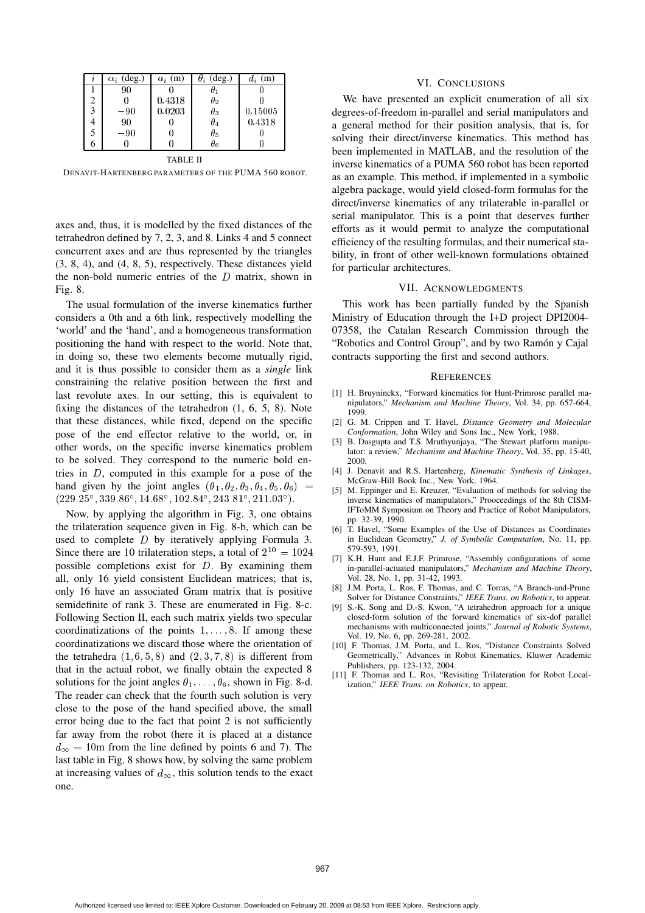| $i$ | $\alpha_i$ (deg.) | $a_i$ (m) | $\theta_i$ (deg.) | $d_i$ (m) |
|---|---|---|---|---|
| 1 | 90 | 0 | $\theta_1$ | 0 |
| 2 | 0 | 0.4318 | $\theta_2$ | 0 |
| 3 | −90 | 0.0203 | $\theta_3$ | 0.15005 |
| 4 | 90 | 0 | $\theta_4$ | 0.4318 |
| 5 | −90 | 0 | $\theta_5$ | 0 |
| 6 | 0 | 0 | $\theta_6$ | 0 |

TABLE II

DENAVIT-HARTENBERG PARAMETERS OF THE PUMA 560 ROBOT.

axes and, thus, it is modelled by the fixed distances of the tetrahedron defined by 7, 2, 3, and 8. Links 4 and 5 connect concurrent axes and are thus represented by the triangles (3, 8, 4), and (4, 8, 5), respectively. These distances yield the non-bold numeric entries of the $D$ matrix, shown in Fig. 8.

The usual formulation of the inverse kinematics further considers a 0th and a 6th link, respectively modelling the 'world' and the 'hand', and a homogeneous transformation positioning the hand with respect to the world. Note that, in doing so, these two elements become mutually rigid, and it is thus possible to consider them as a *single* link constraining the relative position between the first and last revolute axes. In our setting, this is equivalent to fixing the distances of the tetrahedron (1, 6, 5, 8). Note that these distances, while fixed, depend on the specific pose of the end effector relative to the world, or, in other words, on the specific inverse kinematics problem to be solved. They correspond to the numeric bold entries in $D$, computed in this example for a pose of the hand given by the joint angles $(\theta_1, \theta_2, \theta_3, \theta_4, \theta_5, \theta_6) = (229.25°, 339.86°, 14.68°, 102.84°, 243.81°, 211.03°)$.

Now, by applying the algorithm in Fig. 3, one obtains the trilateration sequence given in Fig. 8-b, which can be used to complete $D$ by iteratively applying Formula 3. Since there are 10 trilateration steps, a total of $2^{10} = 1024$ possible completions exist for $D$. By examining them all, only 16 yield consistent Euclidean matrices; that is, only 16 have an associated Gram matrix that is positive semidefinite of rank 3. These are enumerated in Fig. 8-c. Following Section II, each such matrix yields two specular coordinatizations of the points $1, \ldots, 8$. If among these coordinatizations we discard those where the orientation of the tetrahedra $(1, 6, 5, 8)$ and $(2, 3, 7, 8)$ is different from that in the actual robot, we finally obtain the expected 8 solutions for the joint angles $\theta_1, \ldots, \theta_6$, shown in Fig. 8-d. The reader can check that the fourth such solution is very close to the pose of the hand specified above, the small error being due to the fact that point 2 is not sufficiently far away from the robot (here it is placed at a distance $d_\infty = 10$m from the line defined by points 6 and 7). The last table in Fig. 8 shows how, by solving the same problem at increasing values of $d_\infty$, this solution tends to the exact one.

## VI. CONCLUSIONS

We have presented an explicit enumeration of all six degrees-of-freedom in-parallel and serial manipulators and a general method for their position analysis, that is, for solving their direct/inverse kinematics. This method has been implemented in MATLAB, and the resolution of the inverse kinematics of a PUMA 560 robot has been reported as an example. This method, if implemented in a symbolic algebra package, would yield closed-form formulas for the direct/inverse kinematics of any trilaterable in-parallel or serial manipulator. This is a point that deserves further efforts as it would permit to analyze the computational efficiency of the resulting formulas, and their numerical stability, in front of other well-known formulations obtained for particular architectures.

## VII. ACKNOWLEDGMENTS

This work has been partially funded by the Spanish Ministry of Education through the I+D project DPI2004-07358, the Catalan Research Commission through the "Robotics and Control Group", and by two Ramón y Cajal contracts supporting the first and second authors.

## REFERENCES

[1] H. Bruyninckx, "Forward kinematics for Hunt-Primrose parallel manipulators," *Mechanism and Machine Theory*, Vol. 34, pp. 657-664, 1999.

[2] G. M. Crippen and T. Havel, *Distance Geometry and Molecular Conformation*, John Wiley and Sons Inc., New York, 1988.

[3] B. Dasgupta and T.S. Mruthyunjaya, "The Stewart platform manipulator: a review," *Mechanism and Machine Theory*, Vol. 35, pp. 15-40, 2000.

[4] J. Denavit and R.S. Hartenberg, *Kinematic Synthesis of Linkages*, McGraw-Hill Book Inc., New York, 1964.

[5] M. Eppinger and E. Kreuzer, "Evaluation of methods for solving the inverse kinematics of manipulators," Prooceedings of the 8th CISM-IFToMM Symposium on Theory and Practice of Robot Manipulators, pp. 32-39, 1990.

[6] T. Havel, "Some Examples of the Use of Distances as Coordinates in Euclidean Geometry," *J. of Symbolic Computation*, No. 11, pp. 579-593, 1991.

[7] K.H. Hunt and E.J.F. Primrose, "Assembly configurations of some in-parallel-actuated manipulators," *Mechanism and Machine Theory*, Vol. 28, No. 1, pp. 31-42, 1993.

[8] J.M. Porta, L. Ros, F. Thomas, and C. Torras, "A Branch-and-Prune Solver for Distance Constraints," *IEEE Trans. on Robotics*, to appear.

[9] S.-K. Song and D.-S. Kwon, "A tetrahedron approach for a unique closed-form solution of the forward kinematics of six-dof parallel mechanisms with multiconnected joints," *Journal of Robotic Systems*, Vol. 19, No. 6, pp. 269-281, 2002.

[10] F. Thomas, J.M. Porta, and L. Ros, "Distance Constraints Solved Geometrically," Advances in Robot Kinematics, Kluwer Academic Publishers, pp. 123-132, 2004.

[11] F. Thomas and L. Ros, "Revisiting Trilateration for Robot Localization," *IEEE Trans. on Robotics*, to appear.